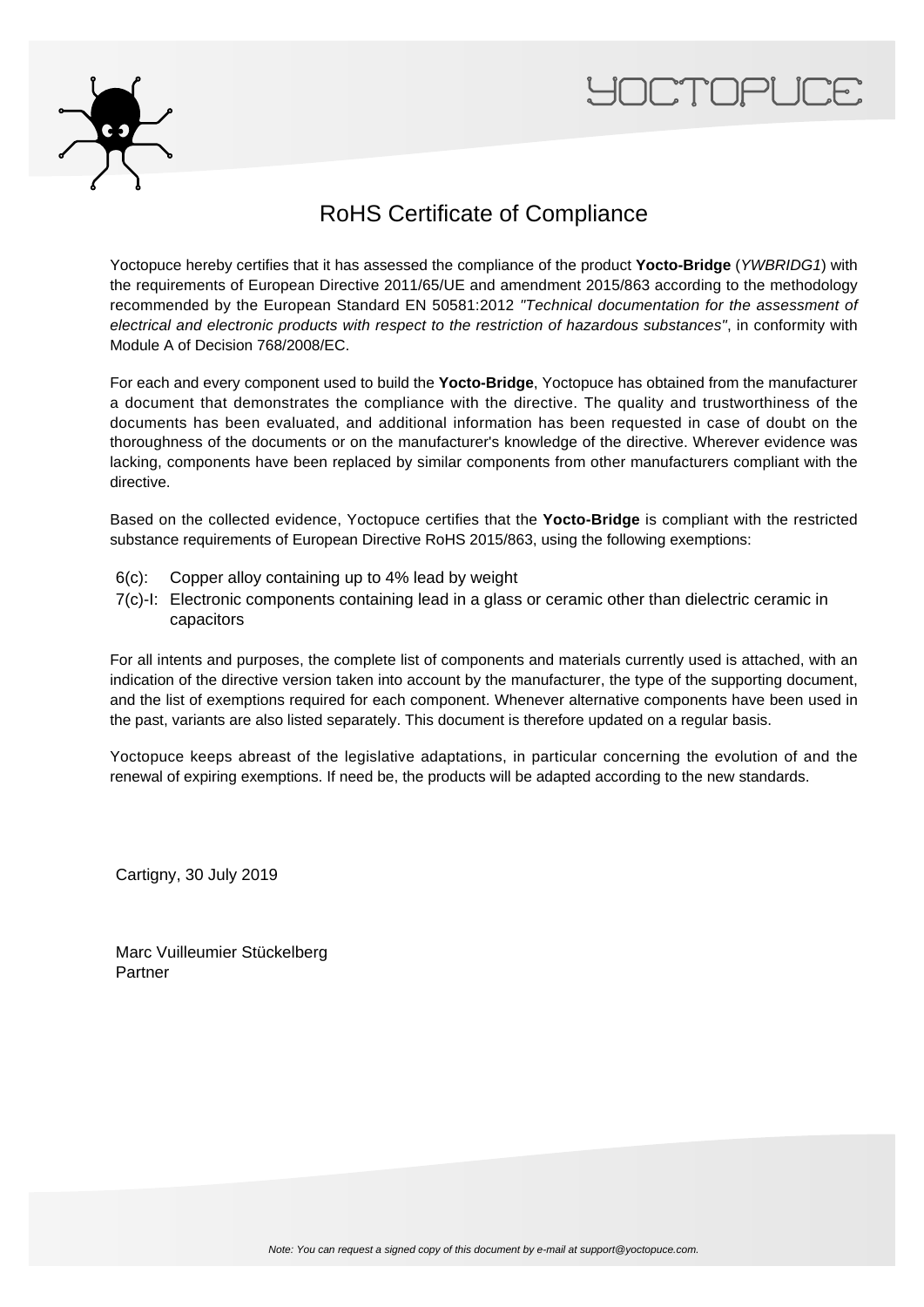# RoHS Certificate of Compliance

Yoctopuce hereby certifies that it has assessed the compliance of the product **Yocto-Bridge** (*YWBRIDG1*) with the requirements of European Directive 2011/65/UE and amendment 2015/863 according to the methodology recommended by the European Standard EN 50581:2012 *"Technical documentation for the assessment of electrical and electronic products with respect to the restriction of hazardous substances"*, in conformity with Module A of Decision 768/2008/EC.

For each and every component used to build the **Yocto-Bridge**, Yoctopuce has obtained from the manufacturer a document that demonstrates the compliance with the directive. The quality and trustworthiness of the documents has been evaluated, and additional information has been requested in case of doubt on the thoroughness of the documents or on the manufacturer's knowledge of the directive. Wherever evidence was lacking, components have been replaced by similar components from other manufacturers compliant with the directive.

Based on the collected evidence, Yoctopuce certifies that the **Yocto-Bridge** is compliant with the restricted substance requirements of European Directive RoHS 2015/863, using the following exemptions:

- 6(c): Copper alloy containing up to 4% lead by weight
- 7(c)-I: Electronic components containing lead in a glass or ceramic other than dielectric ceramic in capacitors

For all intents and purposes, the complete list of components and materials currently used is attached, with an indication of the directive version taken into account by the manufacturer, the type of the supporting document, and the list of exemptions required for each component. Whenever alternative components have been used in the past, variants are also listed separately. This document is therefore updated on a regular basis.

Yoctopuce keeps abreast of the legislative adaptations, in particular concerning the evolution of and the renewal of expiring exemptions. If need be, the products will be adapted according to the new standards.

Cartigny, 30 July 2019

Marc Vuilleumier Stückelberg
Partner

*Note: You can request a signed copy of this document by e-mail at support@yoctopuce.com.*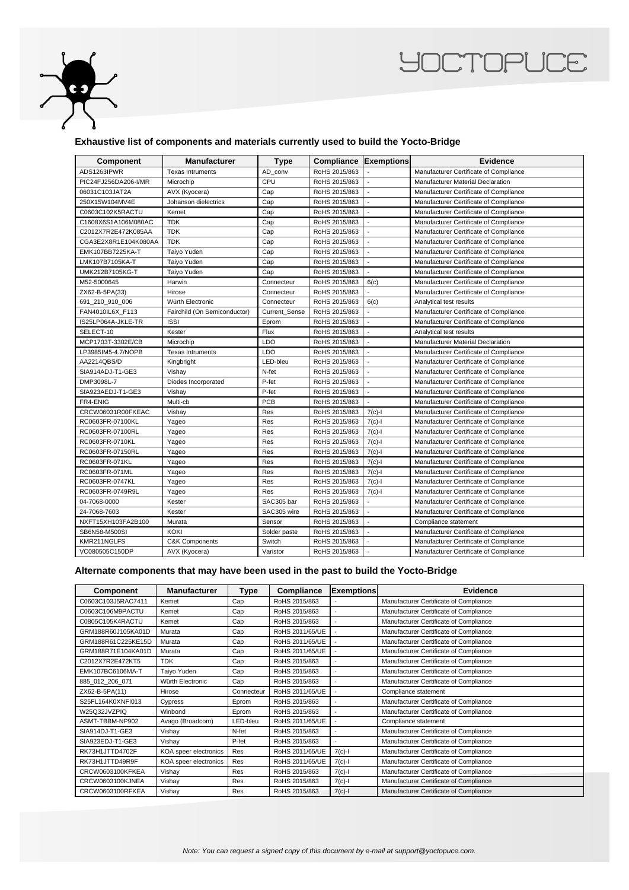## Exhaustive list of components and materials currently used to build the Yocto-Bridge

| Component | Manufacturer | Type | Compliance | Exemptions | Evidence |
|---|---|---|---|---|---|
| ADS1263IPWR | Texas Intruments | AD_conv | RoHS 2015/863 | - | Manufacturer Certificate of Compliance |
| PIC24FJ256DA206-I/MR | Microchip | CPU | RoHS 2015/863 | - | Manufacturer Material Declaration |
| 06031C103JAT2A | AVX (Kyocera) | Cap | RoHS 2015/863 | - | Manufacturer Certificate of Compliance |
| 250X15W104MV4E | Johanson dielectrics | Cap | RoHS 2015/863 | - | Manufacturer Certificate of Compliance |
| C0603C102K5RACTU | Kemet | Cap | RoHS 2015/863 | - | Manufacturer Certificate of Compliance |
| C1608X6S1A106M080AC | TDK | Cap | RoHS 2015/863 | - | Manufacturer Certificate of Compliance |
| C2012X7R2E472K085AA | TDK | Cap | RoHS 2015/863 | - | Manufacturer Certificate of Compliance |
| CGA3E2X8R1E104K080AA | TDK | Cap | RoHS 2015/863 | - | Manufacturer Certificate of Compliance |
| EMK107BB7225KA-T | Taiyo Yuden | Cap | RoHS 2015/863 | - | Manufacturer Certificate of Compliance |
| LMK107B7105KA-T | Taiyo Yuden | Cap | RoHS 2015/863 | - | Manufacturer Certificate of Compliance |
| UMK212B7105KG-T | Taiyo Yuden | Cap | RoHS 2015/863 | - | Manufacturer Certificate of Compliance |
| M52-5000645 | Harwin | Connecteur | RoHS 2015/863 | 6(c) | Manufacturer Certificate of Compliance |
| ZX62-B-5PA(33) | Hirose | Connecteur | RoHS 2015/863 | - | Manufacturer Certificate of Compliance |
| 691_210_910_006 | Würth Electronic | Connecteur | RoHS 2015/863 | 6(c) | Analytical test results |
| FAN4010IL6X_F113 | Fairchild (On Semiconductor) | Current_Sense | RoHS 2015/863 | - | Manufacturer Certificate of Compliance |
| IS25LP064A-JKLE-TR | ISSI | Eprom | RoHS 2015/863 | - | Manufacturer Certificate of Compliance |
| SELECT-10 | Kester | Flux | RoHS 2015/863 | - | Analytical test results |
| MCP1703T-3302E/CB | Microchip | LDO | RoHS 2015/863 | - | Manufacturer Material Declaration |
| LP3985IM5-4.7/NOPB | Texas Intruments | LDO | RoHS 2015/863 | - | Manufacturer Certificate of Compliance |
| AA2214QBS/D | Kingbright | LED-bleu | RoHS 2015/863 | - | Manufacturer Certificate of Compliance |
| SIA914ADJ-T1-GE3 | Vishay | N-fet | RoHS 2015/863 | - | Manufacturer Certificate of Compliance |
| DMP3098L-7 | Diodes Incorporated | P-fet | RoHS 2015/863 | - | Manufacturer Certificate of Compliance |
| SIA923AEDJ-T1-GE3 | Vishay | P-fet | RoHS 2015/863 | - | Manufacturer Certificate of Compliance |
| FR4-ENIG | Multi-cb | PCB | RoHS 2015/863 | - | Manufacturer Certificate of Compliance |
| CRCW06031R00FKEAC | Vishay | Res | RoHS 2015/863 | 7(c)-I | Manufacturer Certificate of Compliance |
| RC0603FR-07100KL | Yageo | Res | RoHS 2015/863 | 7(c)-I | Manufacturer Certificate of Compliance |
| RC0603FR-07100RL | Yageo | Res | RoHS 2015/863 | 7(c)-I | Manufacturer Certificate of Compliance |
| RC0603FR-0710KL | Yageo | Res | RoHS 2015/863 | 7(c)-I | Manufacturer Certificate of Compliance |
| RC0603FR-07150RL | Yageo | Res | RoHS 2015/863 | 7(c)-I | Manufacturer Certificate of Compliance |
| RC0603FR-071KL | Yageo | Res | RoHS 2015/863 | 7(c)-I | Manufacturer Certificate of Compliance |
| RC0603FR-071ML | Yageo | Res | RoHS 2015/863 | 7(c)-I | Manufacturer Certificate of Compliance |
| RC0603FR-0747KL | Yageo | Res | RoHS 2015/863 | 7(c)-I | Manufacturer Certificate of Compliance |
| RC0603FR-0749R9L | Yageo | Res | RoHS 2015/863 | 7(c)-I | Manufacturer Certificate of Compliance |
| 04-7068-0000 | Kester | SAC305 bar | RoHS 2015/863 | - | Manufacturer Certificate of Compliance |
| 24-7068-7603 | Kester | SAC305 wire | RoHS 2015/863 | - | Manufacturer Certificate of Compliance |
| NXFT15XH103FA2B100 | Murata | Sensor | RoHS 2015/863 | - | Compliance statement |
| SB6N58-M500SI | KOKI | Solder paste | RoHS 2015/863 | - | Manufacturer Certificate of Compliance |
| KMR211NGLFS | C&K Components | Switch | RoHS 2015/863 | - | Manufacturer Certificate of Compliance |
| VC080505C150DP | AVX (Kyocera) | Varistor | RoHS 2015/863 | - | Manufacturer Certificate of Compliance |

## Alternate components that may have been used in the past to build the Yocto-Bridge

| Component | Manufacturer | Type | Compliance | Exemptions | Evidence |
|---|---|---|---|---|---|
| C0603C103J5RAC7411 | Kemet | Cap | RoHS 2015/863 | - | Manufacturer Certificate of Compliance |
| C0603C106M9PACTU | Kemet | Cap | RoHS 2015/863 | - | Manufacturer Certificate of Compliance |
| C0805C105K4RACTU | Kemet | Cap | RoHS 2015/863 | - | Manufacturer Certificate of Compliance |
| GRM188R60J105KA01D | Murata | Cap | RoHS 2011/65/UE | - | Manufacturer Certificate of Compliance |
| GRM188R61C225KE15D | Murata | Cap | RoHS 2011/65/UE | - | Manufacturer Certificate of Compliance |
| GRM188R71E104KA01D | Murata | Cap | RoHS 2011/65/UE | - | Manufacturer Certificate of Compliance |
| C2012X7R2E472KT5 | TDK | Cap | RoHS 2015/863 | - | Manufacturer Certificate of Compliance |
| EMK107BC6106MA-T | Taiyo Yuden | Cap | RoHS 2015/863 | - | Manufacturer Certificate of Compliance |
| 885_012_206_071 | Würth Electronic | Cap | RoHS 2015/863 | - | Manufacturer Certificate of Compliance |
| ZX62-B-5PA(11) | Hirose | Connecteur | RoHS 2011/65/UE | - | Compliance statement |
| S25FL164K0XNFI013 | Cypress | Eprom | RoHS 2015/863 | - | Manufacturer Certificate of Compliance |
| W25Q32JVZPIQ | Winbond | Eprom | RoHS 2015/863 | - | Manufacturer Certificate of Compliance |
| ASMT-TBBM-NP902 | Avago (Broadcom) | LED-bleu | RoHS 2011/65/UE | - | Compliance statement |
| SIA914DJ-T1-GE3 | Vishay | N-fet | RoHS 2015/863 | - | Manufacturer Certificate of Compliance |
| SIA923EDJ-T1-GE3 | Vishay | P-fet | RoHS 2015/863 | - | Manufacturer Certificate of Compliance |
| RK73H1JTTD4702F | KOA speer electronics | Res | RoHS 2011/65/UE | 7(c)-I | Manufacturer Certificate of Compliance |
| RK73H1JTTD49R9F | KOA speer electronics | Res | RoHS 2011/65/UE | 7(c)-I | Manufacturer Certificate of Compliance |
| CRCW0603100KFKEA | Vishay | Res | RoHS 2015/863 | 7(c)-I | Manufacturer Certificate of Compliance |
| CRCW0603100KJNEA | Vishay | Res | RoHS 2015/863 | 7(c)-I | Manufacturer Certificate of Compliance |
| CRCW0603100RFKEA | Vishay | Res | RoHS 2015/863 | 7(c)-I | Manufacturer Certificate of Compliance |

*Note: You can request a signed copy of this document by e-mail at support@yoctopuce.com.*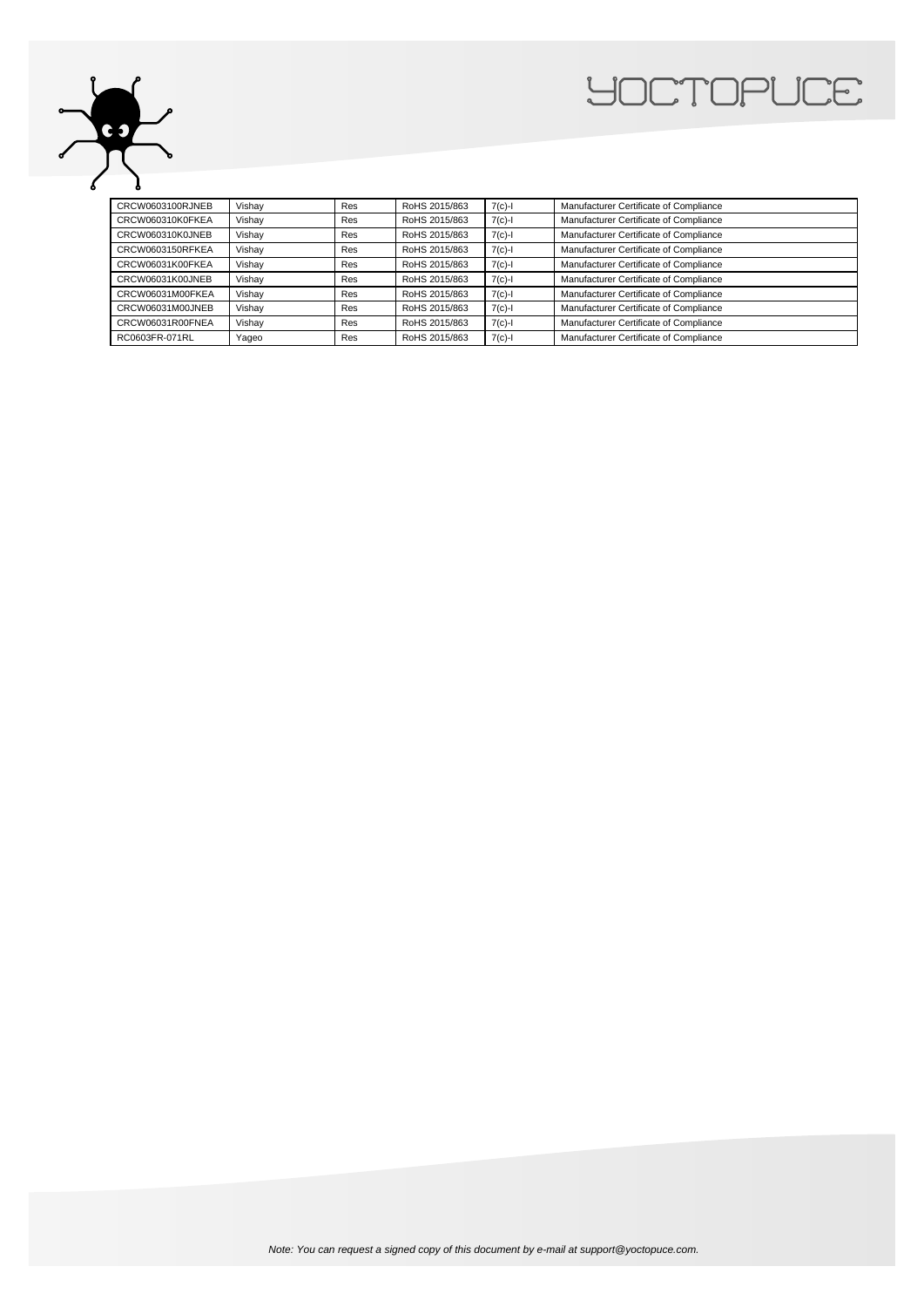| | | | | | |
|---|---|---|---|---|---|
| CRCW0603100RJNEB | Vishay | Res | RoHS 2015/863 | 7(c)-I | Manufacturer Certificate of Compliance |
| CRCW060310K0FKEA | Vishay | Res | RoHS 2015/863 | 7(c)-I | Manufacturer Certificate of Compliance |
| CRCW060310K0JNEB | Vishay | Res | RoHS 2015/863 | 7(c)-I | Manufacturer Certificate of Compliance |
| CRCW0603150RFKEA | Vishay | Res | RoHS 2015/863 | 7(c)-I | Manufacturer Certificate of Compliance |
| CRCW06031K00FKEA | Vishay | Res | RoHS 2015/863 | 7(c)-I | Manufacturer Certificate of Compliance |
| CRCW06031K00JNEB | Vishay | Res | RoHS 2015/863 | 7(c)-I | Manufacturer Certificate of Compliance |
| CRCW06031M00FKEA | Vishay | Res | RoHS 2015/863 | 7(c)-I | Manufacturer Certificate of Compliance |
| CRCW06031M00JNEB | Vishay | Res | RoHS 2015/863 | 7(c)-I | Manufacturer Certificate of Compliance |
| CRCW06031R00FNEA | Vishay | Res | RoHS 2015/863 | 7(c)-I | Manufacturer Certificate of Compliance |
| RC0603FR-071RL | Yageo | Res | RoHS 2015/863 | 7(c)-I | Manufacturer Certificate of Compliance |

*Note: You can request a signed copy of this document by e-mail at support@yoctopuce.com.*